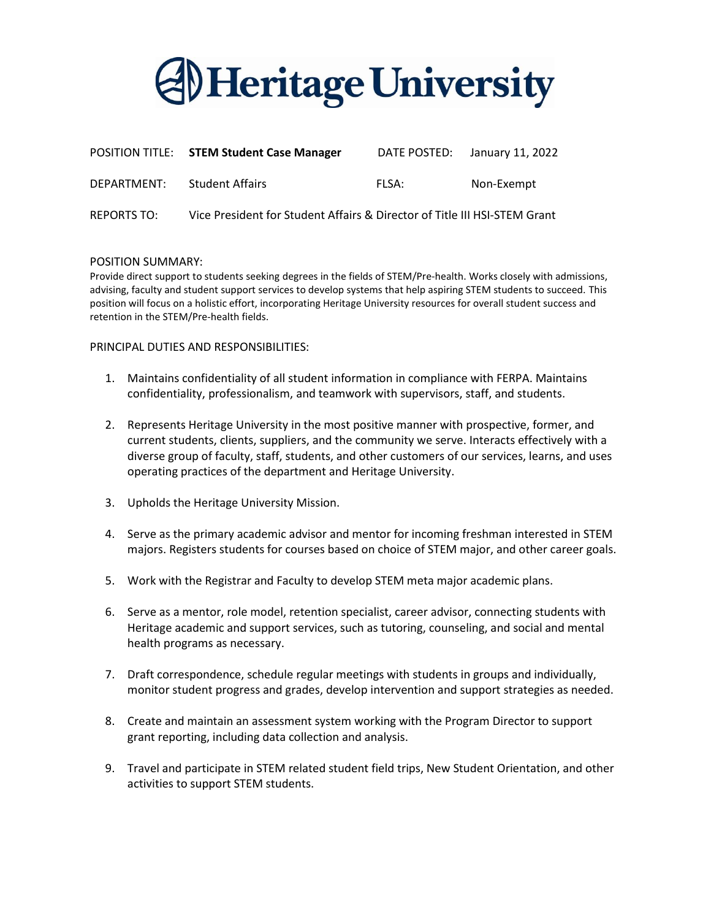# Heritage University

| | | | |
|---|---|---|---|
| POSITION TITLE: | **STEM Student Case Manager** | DATE POSTED: | January 11, 2022 |
| DEPARTMENT: | Student Affairs | FLSA: | Non-Exempt |
| REPORTS TO: | Vice President for Student Affairs & Director of Title III HSI-STEM Grant | | |

POSITION SUMMARY:

Provide direct support to students seeking degrees in the fields of STEM/Pre-health. Works closely with admissions, advising, faculty and student support services to develop systems that help aspiring STEM students to succeed. This position will focus on a holistic effort, incorporating Heritage University resources for overall student success and retention in the STEM/Pre-health fields.

PRINCIPAL DUTIES AND RESPONSIBILITIES:

1. Maintains confidentiality of all student information in compliance with FERPA. Maintains confidentiality, professionalism, and teamwork with supervisors, staff, and students.
2. Represents Heritage University in the most positive manner with prospective, former, and current students, clients, suppliers, and the community we serve. Interacts effectively with a diverse group of faculty, staff, students, and other customers of our services, learns, and uses operating practices of the department and Heritage University.
3. Upholds the Heritage University Mission.
4. Serve as the primary academic advisor and mentor for incoming freshman interested in STEM majors. Registers students for courses based on choice of STEM major, and other career goals.
5. Work with the Registrar and Faculty to develop STEM meta major academic plans.
6. Serve as a mentor, role model, retention specialist, career advisor, connecting students with Heritage academic and support services, such as tutoring, counseling, and social and mental health programs as necessary.
7. Draft correspondence, schedule regular meetings with students in groups and individually, monitor student progress and grades, develop intervention and support strategies as needed.
8. Create and maintain an assessment system working with the Program Director to support grant reporting, including data collection and analysis.
9. Travel and participate in STEM related student field trips, New Student Orientation, and other activities to support STEM students.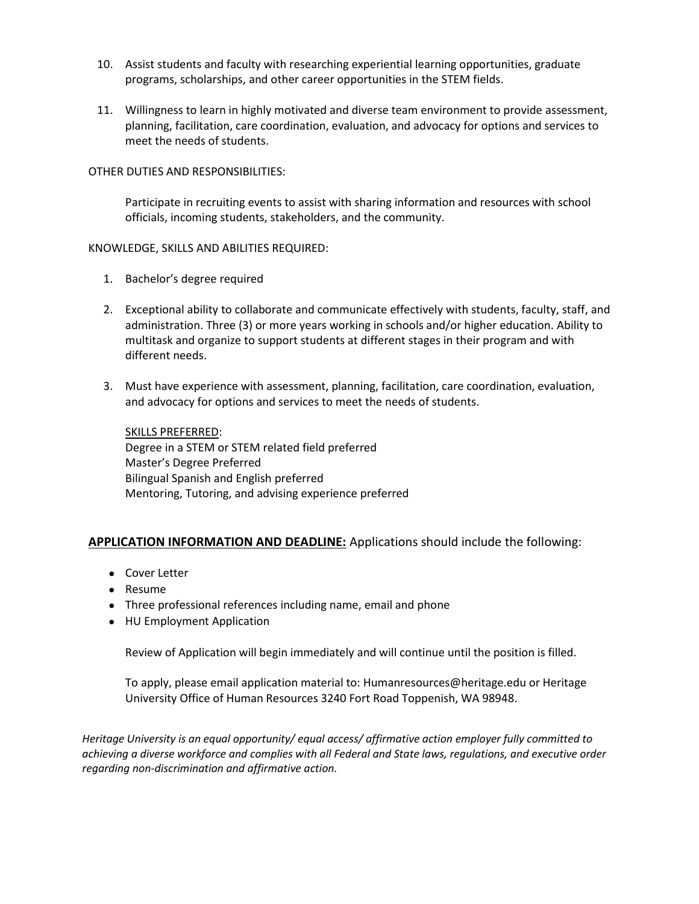10. Assist students and faculty with researching experiential learning opportunities, graduate programs, scholarships, and other career opportunities in the STEM fields.

11. Willingness to learn in highly motivated and diverse team environment to provide assessment, planning, facilitation, care coordination, evaluation, and advocacy for options and services to meet the needs of students.

OTHER DUTIES AND RESPONSIBILITIES:

Participate in recruiting events to assist with sharing information and resources with school officials, incoming students, stakeholders, and the community.

KNOWLEDGE, SKILLS AND ABILITIES REQUIRED:

1. Bachelor's degree required

2. Exceptional ability to collaborate and communicate effectively with students, faculty, staff, and administration. Three (3) or more years working in schools and/or higher education. Ability to multitask and organize to support students at different stages in their program and with different needs.

3. Must have experience with assessment, planning, facilitation, care coordination, evaluation, and advocacy for options and services to meet the needs of students.

   SKILLS PREFERRED:
   Degree in a STEM or STEM related field preferred
   Master's Degree Preferred
   Bilingual Spanish and English preferred
   Mentoring, Tutoring, and advising experience preferred

**APPLICATION INFORMATION AND DEADLINE:** Applications should include the following:

- Cover Letter
- Resume
- Three professional references including name, email and phone
- HU Employment Application

Review of Application will begin immediately and will continue until the position is filled.

To apply, please email application material to: Humanresources@heritage.edu or Heritage University Office of Human Resources 3240 Fort Road Toppenish, WA 98948.

*Heritage University is an equal opportunity/ equal access/ affirmative action employer fully committed to achieving a diverse workforce and complies with all Federal and State laws, regulations, and executive order regarding non-discrimination and affirmative action.*